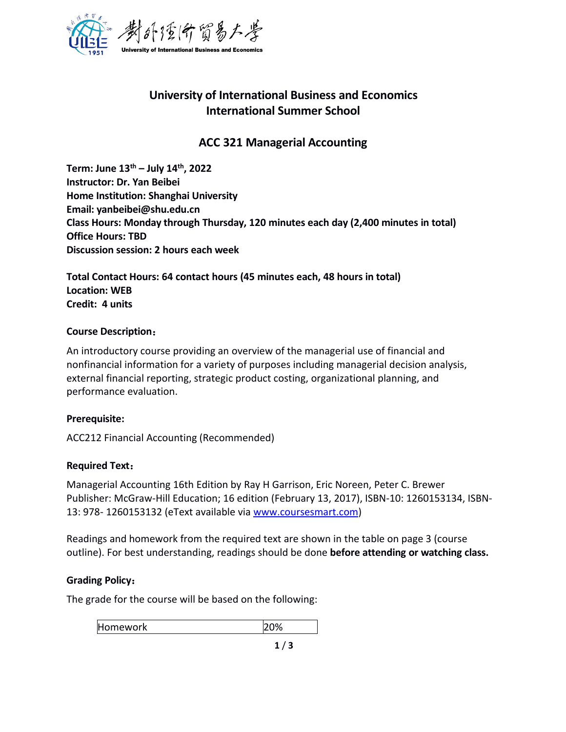# University of International Business and Economics
# International Summer School

## ACC 321 Managerial Accounting

**Term: June 13th – July 14th, 2022**
**Instructor: Dr. Yan Beibei**
**Home Institution: Shanghai University**
**Email: yanbeibei@shu.edu.cn**
**Class Hours: Monday through Thursday, 120 minutes each day (2,400 minutes in total)**
**Office Hours: TBD**
**Discussion session: 2 hours each week**

**Total Contact Hours: 64 contact hours (45 minutes each, 48 hours in total)**
**Location: WEB**
**Credit: 4 units**

### Course Description：

An introductory course providing an overview of the managerial use of financial and nonfinancial information for a variety of purposes including managerial decision analysis, external financial reporting, strategic product costing, organizational planning, and performance evaluation.

### Prerequisite:

ACC212 Financial Accounting (Recommended)

### Required Text：

Managerial Accounting 16th Edition by Ray H Garrison, Eric Noreen, Peter C. Brewer
Publisher: McGraw-Hill Education; 16 edition (February 13, 2017), ISBN-10: 1260153134, ISBN-13: 978- 1260153132 (eText available via www.coursesmart.com)

Readings and homework from the required text are shown in the table on page 3 (course outline). For best understanding, readings should be done **before attending or watching class.**

### Grading Policy：

The grade for the course will be based on the following:

| Homework | 20% |
|---|---|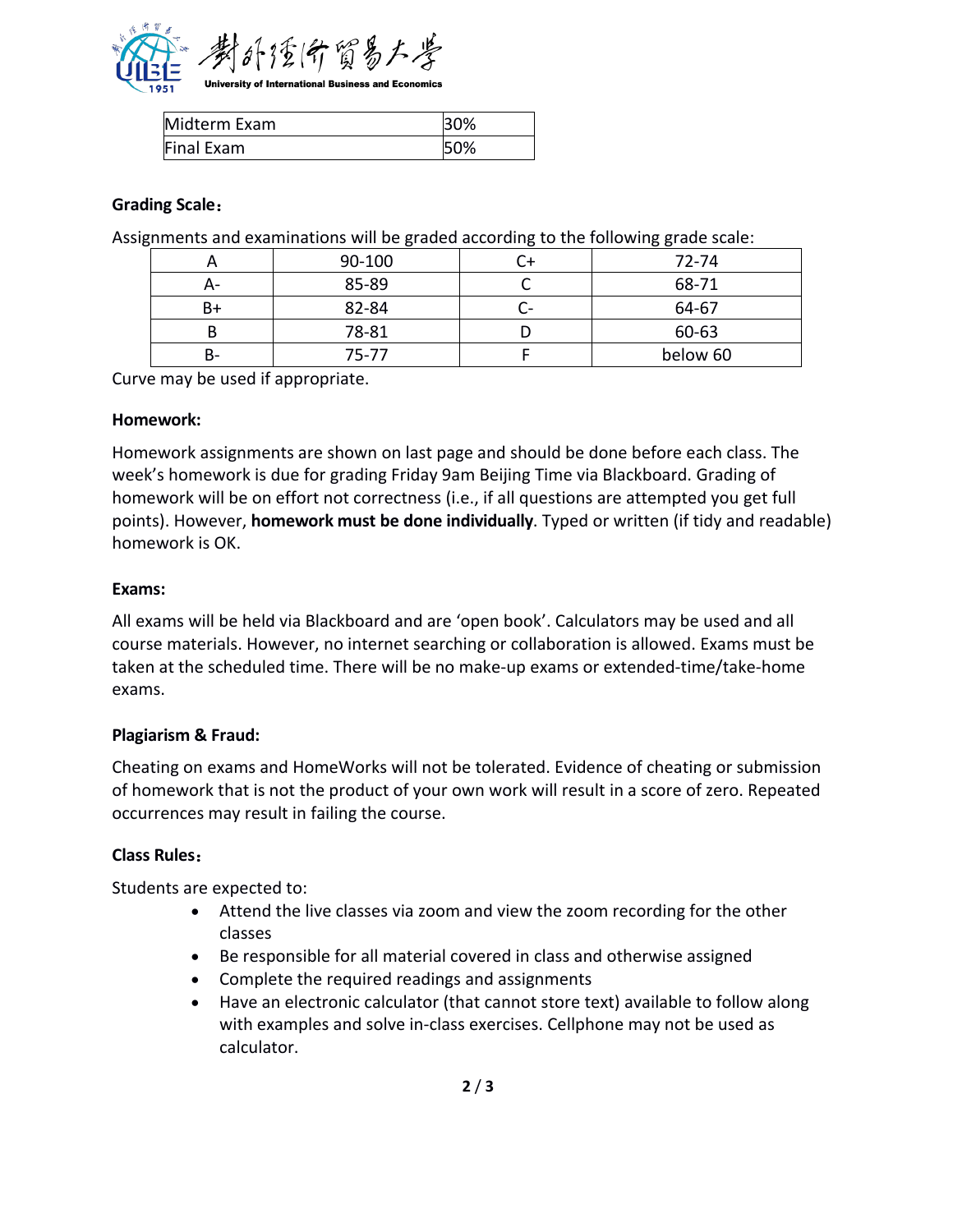| Midterm Exam | 30% |
|---|---|
| Final Exam | 50% |

**Grading Scale：**

Assignments and examinations will be graded according to the following grade scale:

| A | 90-100 | C+ | 72-74 |
|---|---|---|---|
| A- | 85-89 | C | 68-71 |
| B+ | 82-84 | C- | 64-67 |
| B | 78-81 | D | 60-63 |
| B- | 75-77 | F | below 60 |

Curve may be used if appropriate.

**Homework:**

Homework assignments are shown on last page and should be done before each class. The week's homework is due for grading Friday 9am Beijing Time via Blackboard. Grading of homework will be on effort not correctness (i.e., if all questions are attempted you get full points). However, **homework must be done individually**. Typed or written (if tidy and readable) homework is OK.

**Exams:**

All exams will be held via Blackboard and are 'open book'. Calculators may be used and all course materials. However, no internet searching or collaboration is allowed. Exams must be taken at the scheduled time. There will be no make-up exams or extended-time/take-home exams.

**Plagiarism & Fraud:**

Cheating on exams and HomeWorks will not be tolerated. Evidence of cheating or submission of homework that is not the product of your own work will result in a score of zero. Repeated occurrences may result in failing the course.

**Class Rules：**

Students are expected to:

- Attend the live classes via zoom and view the zoom recording for the other classes
- Be responsible for all material covered in class and otherwise assigned
- Complete the required readings and assignments
- Have an electronic calculator (that cannot store text) available to follow along with examples and solve in-class exercises. Cellphone may not be used as calculator.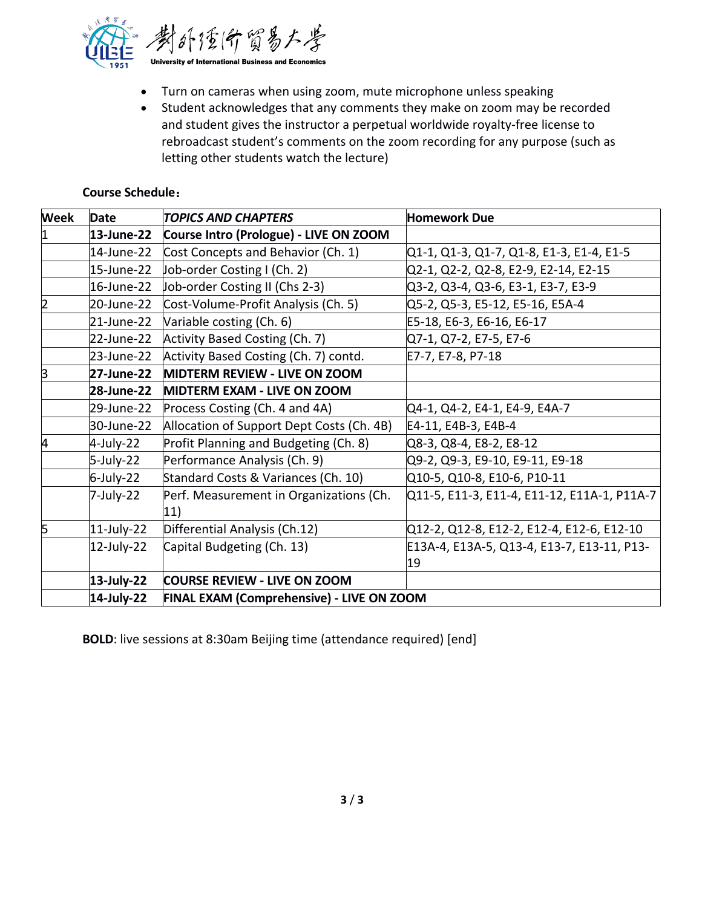- Turn on cameras when using zoom, mute microphone unless speaking
- Student acknowledges that any comments they make on zoom may be recorded and student gives the instructor a perpetual worldwide royalty-free license to rebroadcast student's comments on the zoom recording for any purpose (such as letting other students watch the lecture)

**Course Schedule**：

| Week | Date | *TOPICS AND CHAPTERS* | Homework Due |
|---|---|---|---|
| 1 | **13-June-22** | **Course Intro (Prologue) - LIVE ON ZOOM** | |
| | 14-June-22 | Cost Concepts and Behavior (Ch. 1) | Q1-1, Q1-3, Q1-7, Q1-8, E1-3, E1-4, E1-5 |
| | 15-June-22 | Job-order Costing I (Ch. 2) | Q2-1, Q2-2, Q2-8, E2-9, E2-14, E2-15 |
| | 16-June-22 | Job-order Costing II (Chs 2-3) | Q3-2, Q3-4, Q3-6, E3-1, E3-7, E3-9 |
| 2 | 20-June-22 | Cost-Volume-Profit Analysis (Ch. 5) | Q5-2, Q5-3, E5-12, E5-16, E5A-4 |
| | 21-June-22 | Variable costing (Ch. 6) | E5-18, E6-3, E6-16, E6-17 |
| | 22-June-22 | Activity Based Costing (Ch. 7) | Q7-1, Q7-2, E7-5, E7-6 |
| | 23-June-22 | Activity Based Costing (Ch. 7) contd. | E7-7, E7-8, P7-18 |
| 3 | **27-June-22** | **MIDTERM REVIEW - LIVE ON ZOOM** | |
| | **28-June-22** | **MIDTERM EXAM - LIVE ON ZOOM** | |
| | 29-June-22 | Process Costing (Ch. 4 and 4A) | Q4-1, Q4-2, E4-1, E4-9, E4A-7 |
| | 30-June-22 | Allocation of Support Dept Costs (Ch. 4B) | E4-11, E4B-3, E4B-4 |
| 4 | 4-July-22 | Profit Planning and Budgeting (Ch. 8) | Q8-3, Q8-4, E8-2, E8-12 |
| | 5-July-22 | Performance Analysis (Ch. 9) | Q9-2, Q9-3, E9-10, E9-11, E9-18 |
| | 6-July-22 | Standard Costs & Variances (Ch. 10) | Q10-5, Q10-8, E10-6, P10-11 |
| | 7-July-22 | Perf. Measurement in Organizations (Ch. 11) | Q11-5, E11-3, E11-4, E11-12, E11A-1, P11A-7 |
| 5 | 11-July-22 | Differential Analysis (Ch.12) | Q12-2, Q12-8, E12-2, E12-4, E12-6, E12-10 |
| | 12-July-22 | Capital Budgeting (Ch. 13) | E13A-4, E13A-5, Q13-4, E13-7, E13-11, P13-19 |
| | **13-July-22** | **COURSE REVIEW - LIVE ON ZOOM** | |
| | **14-July-22** | **FINAL EXAM (Comprehensive) - LIVE ON ZOOM** | |

**BOLD**: live sessions at 8:30am Beijing time (attendance required) [end]